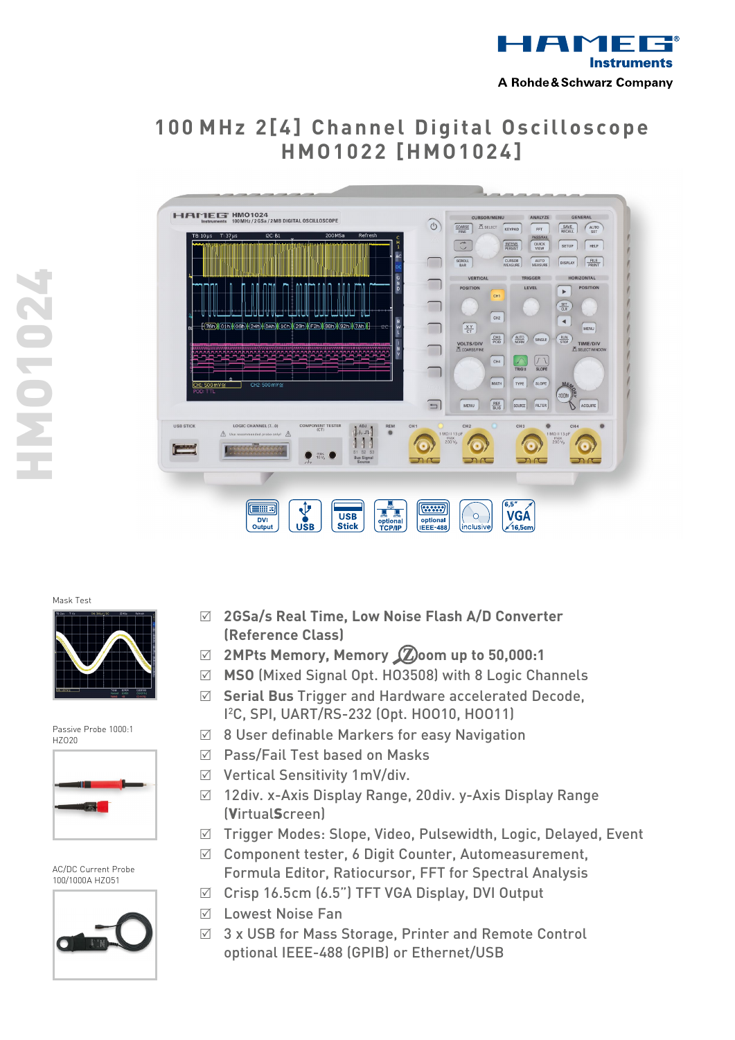HAMEG Instruments

A Rohde & Schwarz Company

# 100 MHz 2[4] Channel Digital Oscilloscope HMO1022 [HMO1024]

HMO1024

DVI Output | USB | USB Stick | optional TCP/IP | optional IEEE-488 | inclusive | 6,5" VGA 16,5cm

Mask Test

Passive Probe 1000:1 HZ020

AC/DC Current Probe 100/1000A HZ051

- ☑ **2GSa/s Real Time, Low Noise Flash A/D Converter (Reference Class)**
- ☑ **2MPts Memory, Memory Zoom up to 50,000:1**
- ☑ **MSO** (Mixed Signal Opt. HO3508) with 8 Logic Channels
- ☑ **Serial Bus** Trigger and Hardware accelerated Decode, I²C, SPI, UART/RS-232 (Opt. HOO10, HOO11)
- ☑ 8 User definable Markers for easy Navigation
- ☑ Pass/Fail Test based on Masks
- ☑ Vertical Sensitivity 1mV/div.
- ☑ 12div. x-Axis Display Range, 20div. y-Axis Display Range (**V**irtual**S**creen)
- ☑ Trigger Modes: Slope, Video, Pulsewidth, Logic, Delayed, Event
- ☑ Component tester, 6 Digit Counter, Automeasurement, Formula Editor, Ratiocursor, FFT for Spectral Analysis
- ☑ Crisp 16.5cm (6.5") TFT VGA Display, DVI Output
- ☑ Lowest Noise Fan
- ☑ 3 x USB for Mass Storage, Printer and Remote Control optional IEEE-488 (GPIB) or Ethernet/USB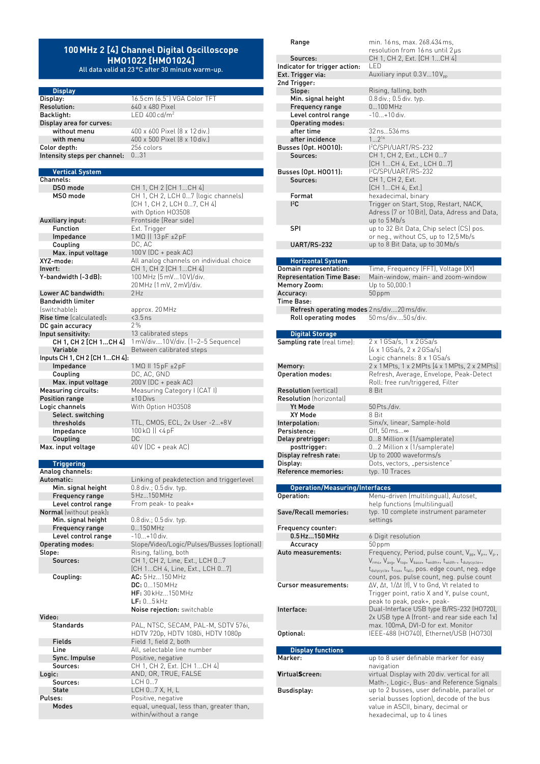# 100 MHz 2 [4] Channel Digital Oscilloscope HMO1022 [HMO1024]

All data valid at 23 °C after 30 minute warm-up.

## Display

| | |
|---|---|
| Display: | 16.5 cm (6.5") VGA Color TFT |
| Resolution: | 640 x 480 Pixel |
| Backlight: | LED 400 cd/m² |
| Display area for curves: | |
| without menu | 400 x 600 Pixel (8 x 12 div.) |
| with menu | 400 x 500 Pixel (8 x 10 div.) |
| Color depth: | 256 colors |
| Intensity steps per channel: | 0…31 |

## Vertical System

| | |
|---|---|
| Channels: | |
| DSO mode | CH 1, CH 2 [CH 1…CH 4] |
| MSO mode | CH 1, CH 2, LCH 0…7 (logic channels) [CH 1…CH 2, LCH 0…7, CH 4] with Option HO3508 |
| Auxiliary input: | Frontside [Rear side] |
| Function | Ext. Trigger |
| Impedance | 1 MΩ II 13 pF ±2 pF |
| Coupling | DC, AC |
| Max. input voltage | 100 V (DC + peak AC) |
| XYZ-mode: | All analog channels on individual choice |
| Invert: | CH 1, CH 2 [CH 1…CH 4] |
| Y-bandwidth (-3 dB): | 100 MHz (5 mV…10 V)/div. 20 MHz (1 mV, 2 mV)/div. |
| Lower AC bandwidth: | 2 Hz |
| Bandwidth limiter (switchable): | approx. 20 MHz |
| Rise time (calculated): | <3.5 ns |
| DC gain accuracy | 2 % |
| Input sensitivity: | 13 calibrated steps |
| CH 1, CH 2 [CH 1…CH 4] | 1 mV/div.…10 V/div. (1–2–5 Sequence) |
| Variable | Between calibrated steps |
| Inputs CH 1, CH 2 [CH 1…CH 4]: | |
| Impedance | 1 MΩ II 15 pF ±2 pF |
| Coupling | DC, AC, GND |
| Max. input voltage | 200 V (DC + peak AC) |
| Measuring circuits: | Measuring Category I (CAT I) |
| Position range | ±10 Divs |
| Logic channels | With Option HO3508 |
| Select. switching thresholds | TTL, CMOS, ECL, 2x User -2…+8 V |
| Impedance | 100 kΩ II <4 pF |
| Coupling | DC |
| Max. input voltage | 40 V (DC + peak AC) |

## Triggering

| | |
|---|---|
| Analog channels: | |
| Automatic: | Linking of peakdetection and triggerlevel |
| Min. signal height | 0.8 div.; 0.5 div. typ. |
| Frequency range | 5 Hz…150 MHz |
| Level control range | From peak- to peak+ |
| Normal (without peak): | |
| Min. signal height | 0.8 div.; 0.5 div. typ. |
| Frequency range | 0…150 MHz |
| Level control range | -10…+10 div. |
| Operating modes: | Slope/Video/Logic/Pulses/Busses (optional) |
| Slope: | Rising, falling, both |
| Sources: | CH 1, CH 2, Line, Ext., LCH 0…7 [CH 1…CH 4, Line, Ext., LCH 0…7] |
| Coupling: | **AC:** 5 Hz…150 MHz **DC:** 0…150 MHz **HF:** 30 kHz…150 MHz **LF:** 0…5 kHz **Noise rejection:** switchable |
| Video: | |
| Standards | PAL, NTSC, SECAM, PAL-M, SDTV 576i, HDTV 720p, HDTV 1080i, HDTV 1080p |
| Fields | Field 1, field 2, both |
| Line | All, selectable line number |
| Sync. Impulse | Positive, negative |
| Sources: | CH 1, CH 2, Ext. [CH 1…CH 4] |
| Logic: | AND, OR, TRUE, FALSE |
| Sources: | LCH 0…7 |
| State | LCH 0…7 X, H, L |
| Pulses: | Positive, negative |
| Modes | equal, unequal, less than, greater than, within/without a range |
| Range | min. 16 ns, max. 268.434 ms, resolution from 16 ns until 2 µs |
| Sources: | CH 1, CH 2, Ext. [CH 1…CH 4] |
| Indicator for trigger action: | LED |
| Ext. Trigger via: | Auxiliary input 0.3 $V$…10 $V_{pp}$ |
| 2nd Trigger: | |
| Slope: | Rising, falling, both |
| Min. signal height | 0.8 div.; 0.5 div. typ. |
| Frequency range | 0…100 MHz |
| Level control range | -10…+10 div. |
| Operating modes: | |
| after time | 32 ns…536 ms |
| after incidence | 1…$2^{16}$ |
| Busses (Opt. HOO10): | I²C/SPI/UART/RS-232 |
| Sources: | CH 1, CH 2, Ext., LCH 0…7 [CH 1…CH 4, Ext., LCH 0…7] |
| Busses (Opt. HOO11): | I²C/SPI/UART/RS-232 |
| Sources: | CH 1, CH 2, Ext. [CH 1…CH 4, Ext.] |
| Format | hexadecimal, binary |
| I²C | Trigger on Start, Stop, Restart, NACK, Adress (7 or 10 Bit), Data, Adress and Data, up to 5 Mb/s |
| SPI | up to 32 Bit Data, Chip select (CS) pos. or neg., without CS, up to 12,5 Mb/s |
| UART/RS-232 | up to 8 Bit Data, up to 30 Mb/s |

## Horizontal System

| | |
|---|---|
| Domain representation: | Time, Frequency (FFT), Voltage (XY) |
| Representation Time Base: | Main-window, main- and zoom-window |
| Memory Zoom: | Up to 50,000:1 |
| Accuracy: | 50 ppm |
| Time Base: | |
| Refresh operating modes | 2 ns/div.…20 ms/div. |
| Roll operating modes | 50 ms/div.…50 s/div. |

## Digital Storage

| | |
|---|---|
| Sampling rate (real time): | 2 x 1 GSa/s, 1 x 2 GSa/s [4 x 1 GSa/s, 2 x 2 GSa/s] Logic channels: 8 x 1 GSa/s |
| Memory: | 2 x 1 MPts, 1 x 2 MPts [4 x 1 MPts, 2 x 2 MPts] |
| Operation modes: | Refresh, Average, Envelope, Peak-Detect Roll: free run/triggered, Filter |
| Resolution (vertical) | 8 Bit |
| Resolution (horizontal) | |
| Yt Mode | 50 Pts./div. |
| XY Mode | 8 Bit |
| Interpolation: | Sinx/x, linear, Sample-hold |
| Persistence: | Off, 50 ms…∞ |
| Delay pretrigger: | 0…8 Million x (1/samplerate) |
| posttrigger: | 0…2 Million x (1/samplerate) |
| Display refresh rate: | Up to 2000 waveforms/s |
| Display: | Dots, vectors, „persistence" |
| Reference memories: | typ. 10 Traces |

## Operation/Measuring/Interfaces

| | |
|---|---|
| Operation: | Menu-driven (multilingual), Autoset, help functions (multilingual) |
| Save/Recall memories: | typ. 10 complete instrument parameter settings |
| Frequency counter: | |
| 0.5 Hz…150 MHz | 6 Digit resolution |
| Accuracy | 50 ppm |
| Auto measurements: | Frequency, Period, pulse count, $V_{pp}$, $V_{p+}$, $V_{p-}$, $V_{rms}$, $V_{avg}$, $V_{top}$, $V_{base}$, $t_{width+}$, $t_{width-}$, $t_{dutycycle+}$, $t_{dutycycle-}$, $t_{rise}$, $t_{fall}$, pos. edge count, neg. edge count, pos. pulse count, neg. pulse count |
| Cursor measurements: | ΔV, Δt, 1/Δt (f), V to Gnd, Vt related to Trigger point, ratio X and Y, pulse count, peak to peak, peak+, peak- |
| Interface: | Dual-Interface USB type B/RS-232 (HO720), 2x USB type A (front- and rear side each 1x) max. 100mA, DVI-D for ext. Monitor |
| Optional: | IEEE-488 (HO740), Ethernet/USB (HO730) |

## Display functions

| | |
|---|---|
| Marker: | up to 8 user definable marker for easy navigation |
| **V**irtual**S**creen: | virtual Display with 20 div. vertical for all Math-, Logic-, Bus- and Reference Signals |
| Busdisplay: | up to 2 busses, user definable, parallel or serial busses (option), decode of the bus value in ASCII, binary, decimal or hexadecimal, up to 4 lines |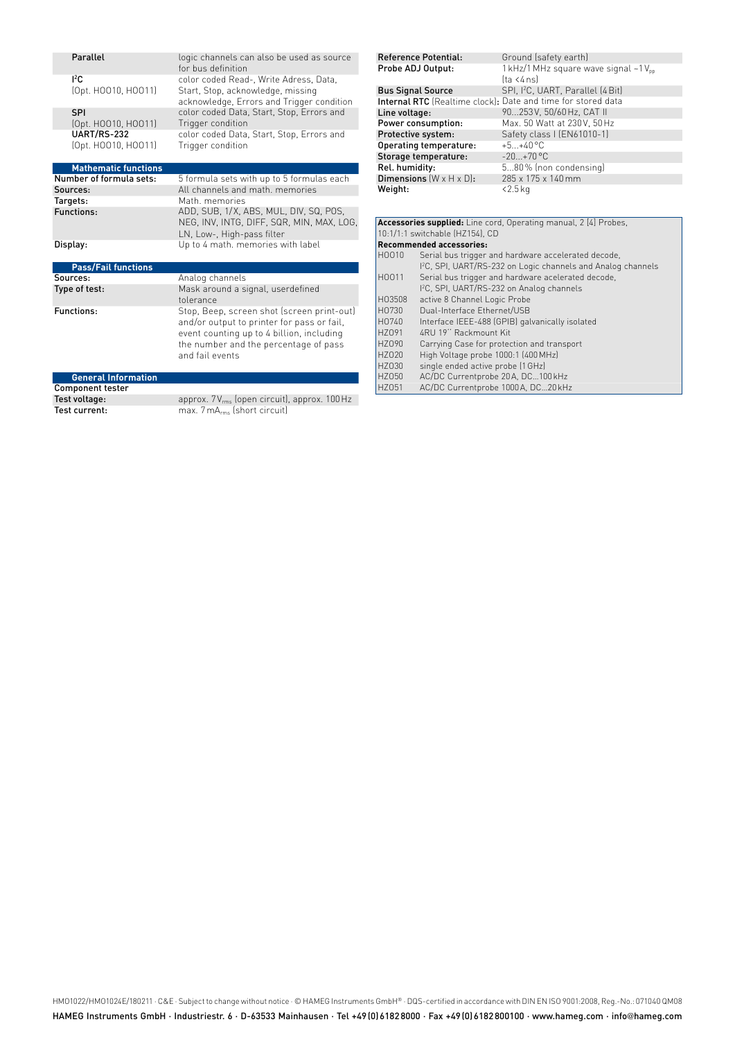| | |
|---|---|
| Parallel | logic channels can also be used as source for bus definition |
| $I^2C$ (Opt. HO010, HO011) | color coded Read-, Write Adress, Data, Start, Stop, acknowledge, missing acknowledge, Errors and Trigger condition |
| SPI (Opt. HO010, HO011) | color coded Data, Start, Stop, Errors and Trigger condition |
| UART/RS-232 (Opt. HO010, HO011) | color coded Data, Start, Stop, Errors and Trigger condition |

### Mathematic functions

| | |
|---|---|
| **Number of formula sets:** | 5 formula sets with up to 5 formulas each |
| **Sources:** | All channels and math. memories |
| **Targets:** | Math. memories |
| **Functions:** | ADD, SUB, 1/X, ABS, MUL, DIV, SQ, POS, NEG, INV, INTG, DIFF, SQR, MIN, MAX, LOG, LN, Low-, High-pass filter |
| **Display:** | Up to 4 math. memories with label |

### Pass/Fail functions

| | |
|---|---|
| **Sources:** | Analog channels |
| **Type of test:** | Mask around a signal, userdefined tolerance |
| **Functions:** | Stop, Beep, screen shot (screen print-out) and/or output to printer for pass or fail, event counting up to 4 billion, including the number and the percentage of pass and fail events |

### General Information

| | |
|---|---|
| **Component tester** | |
| **Test voltage:** | approx. 7 $V_{rms}$ (open circuit), approx. 100 Hz |
| **Test current:** | max. 7 $mA_{rms}$ (short circuit) |
| **Reference Potential:** | Ground (safety earth) |
| **Probe ADJ Output:** | 1 kHz/1 MHz square wave signal ~1 $V_{pp}$ (ta <4 ns) |
| **Bus Signal Source** | SPI, $I^2C$, UART, Parallel (4 Bit) |
| **Internal RTC** (Realtime clock): | Date and time for stored data |
| **Line voltage:** | 90...253 V, 50/60 Hz, CAT II |
| **Power consumption:** | Max. 50 Watt at 230 V, 50 Hz |
| **Protective system:** | Safety class I (EN61010-1) |
| **Operating temperature:** | +5...+40 °C |
| **Storage temperature:** | -20...+70 °C |
| **Rel. humidity:** | 5...80 % (non condensing) |
| **Dimensions** (W x H x D): | 285 x 175 x 140 mm |
| **Weight:** | <2.5 kg |

**Accessories supplied:** Line cord, Operating manual, 2 (4) Probes, 10:1/1:1 switchable (HZ154), CD

**Recommended accessories:**

| | |
|---|---|
| HO010 | Serial bus trigger and hardware accelerated decode, $I^2C$, SPI, UART/RS-232 on Logic channels and Analog channels |
| HO011 | Serial bus trigger and hardware acelerated decode, $I^2C$, SPI, UART/RS-232 on Analog channels |
| HO3508 | active 8 Channel Logic Probe |
| HO730 | Dual-Interface Ethernet/USB |
| HO740 | Interface IEEE-488 (GPIB) galvanically isolated |
| HZ091 | 4RU 19'' Rackmount Kit |
| HZ090 | Carrying Case for protection and transport |
| HZ020 | High Voltage probe 1000:1 (400 MHz) |
| HZ030 | single ended active probe (1 GHz) |
| HZ050 | AC/DC Currentprobe 20 A, DC...100 kHz |
| HZ051 | AC/DC Currentprobe 1000 A, DC...20 kHz |

HMO1022/HMO1024E/180211 · C&E · Subject to change without notice · © HAMEG Instruments GmbH® · DQS-certified in accordance with DIN EN ISO 9001:2008, Reg.-No.: 071040 QM08

HAMEG Instruments GmbH · Industriestr. 6 · D-63533 Mainhausen · Tel +49 (0) 6182 8000 · Fax +49 (0) 6182 800100 · www.hameg.com · info@hameg.com